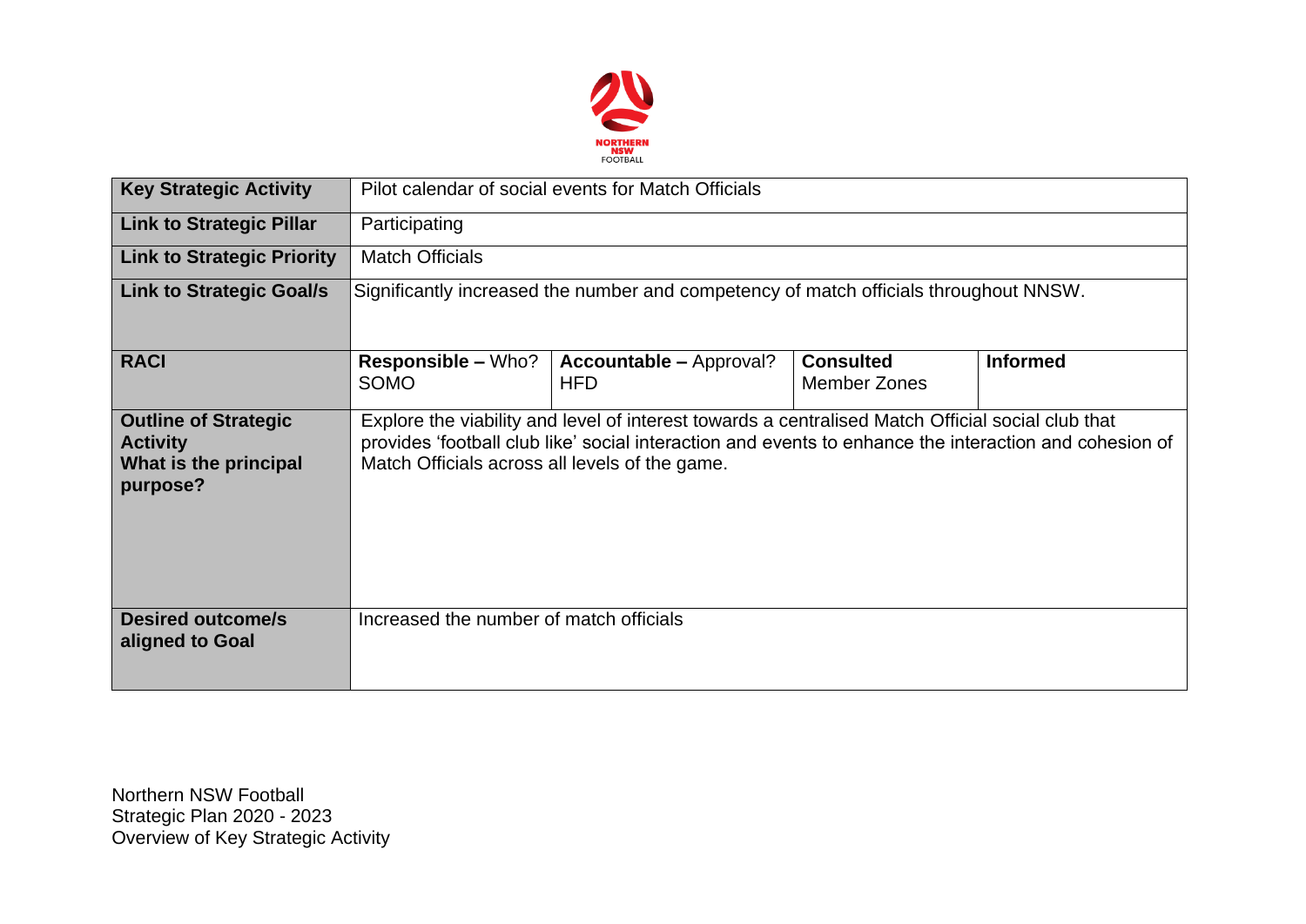| Key Strategic Activity | Pilot calendar of social events for Match Officials | | | |
|---|---|---|---|---|
| **Link to Strategic Pillar** | Participating | | | |
| **Link to Strategic Priority** | Match Officials | | | |
| **Link to Strategic Goal/s** | Significantly increased the number and competency of match officials throughout NNSW. | | | |
| **RACI** | **Responsible –** Who?<br>SOMO | **Accountable –** Approval?<br>HFD | **Consulted**<br>Member Zones | **Informed** |
| **Outline of Strategic Activity**<br>**What is the principal purpose?** | Explore the viability and level of interest towards a centralised Match Official social club that provides 'football club like' social interaction and events to enhance the interaction and cohesion of Match Officials across all levels of the game. | | | |
| **Desired outcome/s aligned to Goal** | Increased the number of match officials | | | |

Northern NSW Football
Strategic Plan 2020 - 2023
Overview of Key Strategic Activity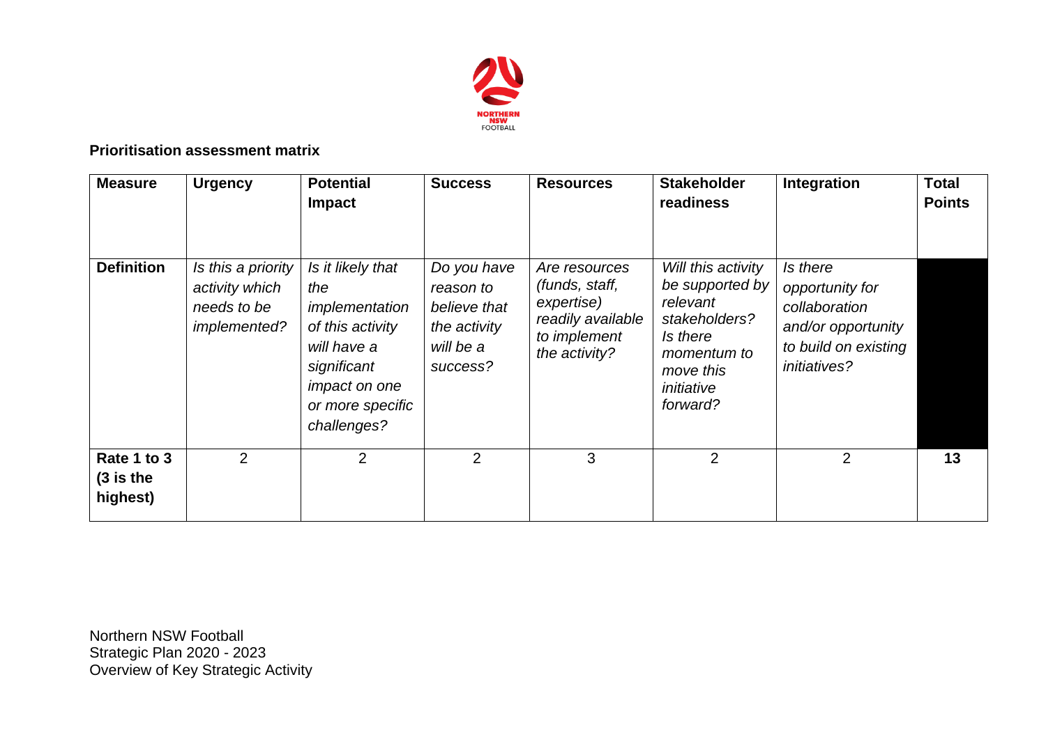**Prioritisation assessment matrix**

| Measure | Urgency | Potential Impact | Success | Resources | Stakeholder readiness | Integration | Total Points |
|---|---|---|---|---|---|---|---|
| **Definition** | *Is this a priority activity which needs to be implemented?* | *Is it likely that the implementation of this activity will have a significant impact on one or more specific challenges?* | *Do you have reason to believe that the activity will be a success?* | *Are resources (funds, staff, expertise) readily available to implement the activity?* | *Will this activity be supported by relevant stakeholders? Is there momentum to move this initiative forward?* | *Is there opportunity for collaboration and/or opportunity to build on existing initiatives?* | |
| **Rate 1 to 3 (3 is the highest)** | 2 | 2 | 2 | 3 | 2 | 2 | **13** |

Northern NSW Football
Strategic Plan 2020 - 2023
Overview of Key Strategic Activity